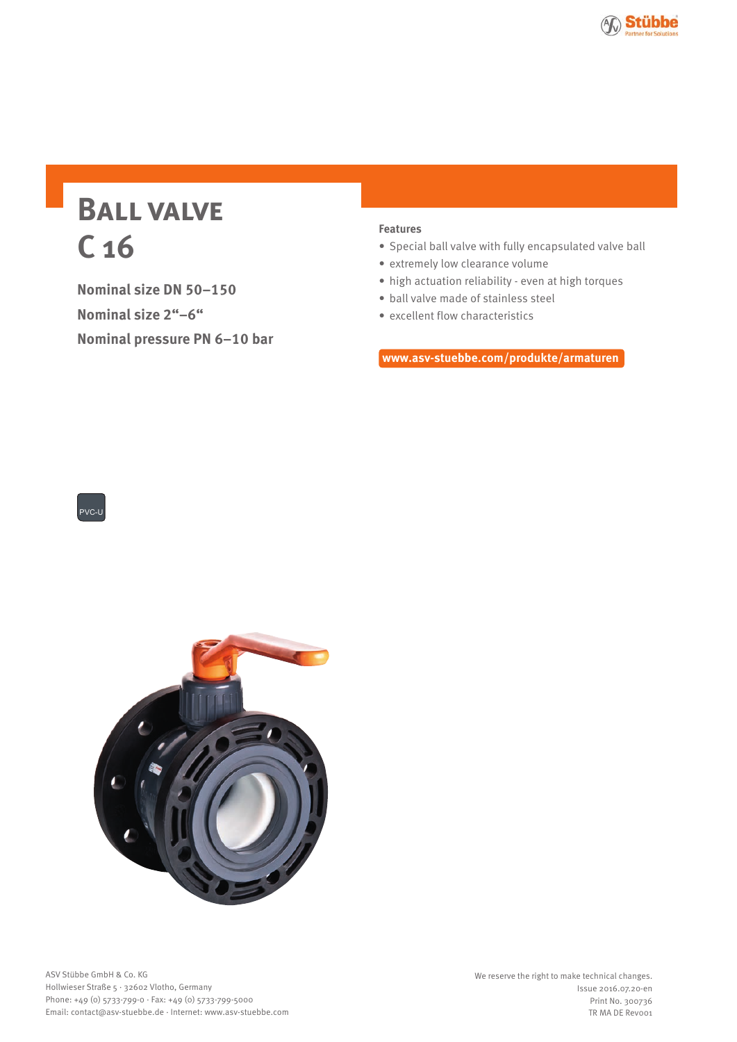# Ball valve C 16

**Nominal size DN 50–150**

**Nominal size 2“–6“**

**Nominal pressure PN 6–10 bar**

**Features**

- Special ball valve with fully encapsulated valve ball
- extremely low clearance volume
- high actuation reliability - even at high torques
- ball valve made of stainless steel
- excellent flow characteristics

**www.asv-stuebbe.com/produkte/armaturen**

PVC-U

ASV Stübbe GmbH & Co. KG
Hollwieser Straße 5 · 32602 Vlotho, Germany
Phone: +49 (0) 5733-799-0 · Fax: +49 (0) 5733-799-5000
Email: contact@asv-stuebbe.de · Internet: www.asv-stuebbe.com

We reserve the right to make technical changes.
Issue 2016.07.20-en
Print No. 300736
TR MA DE Rev001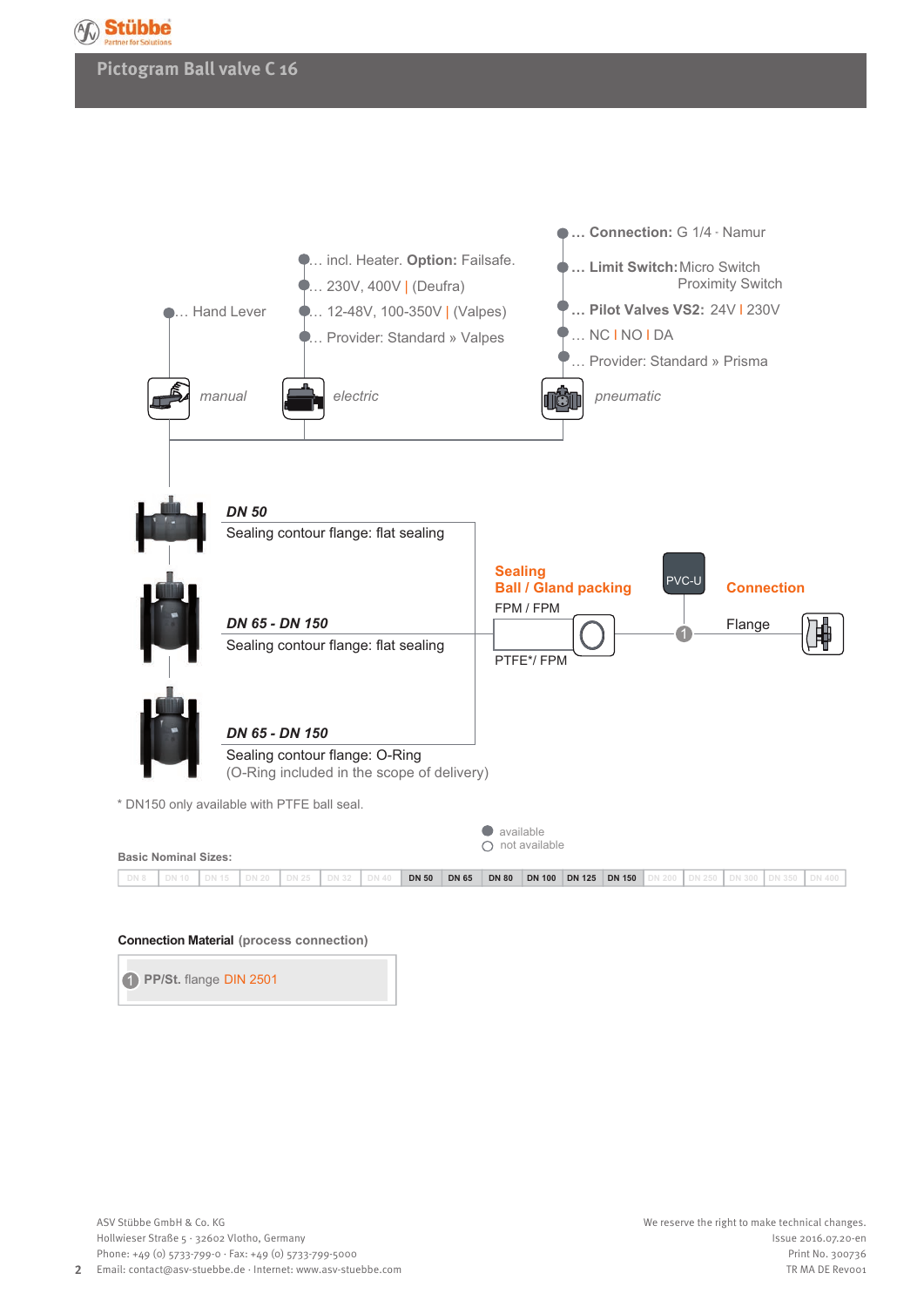# Pictogram Ball valve C 16

… Hand Lever

manual

… incl. Heater. **Option:** Failsafe.
… 230V, 400V | (Deufra)
… 12-48V, 100-350V | (Valpes)
… Provider: Standard » Valpes

electric

**… Connection:** G 1/4 - Namur
**… Limit Switch:** Micro Switch
Proximity Switch
**… Pilot Valves VS2:** 24V | 230V
… NC | NO | DA
… Provider: Standard » Prisma

pneumatic

***DN 50***
Sealing contour flange: flat sealing

***DN 65 - DN 150***
Sealing contour flange: flat sealing

***DN 65 - DN 150***
Sealing contour flange: O-Ring
(O-Ring included in the scope of delivery)

**Sealing**
**Ball / Gland packing**
FPM / FPM
PTFE*/ FPM

PVC-U

**Connection**
Flange

* DN150 only available with PTFE ball seal.

● available
○ not available

**Basic Nominal Sizes:**

| DN 8 | DN 10 | DN 15 | DN 20 | DN 25 | DN 32 | DN 40 | DN 50 | DN 65 | DN 80 | DN 100 | DN 125 | DN 150 | DN 200 | DN 250 | DN 300 | DN 350 | DN 400 |
|---|---|---|---|---|---|---|---|---|---|---|---|---|---|---|---|---|---|
| not available | not available | not available | not available | not available | not available | not available | available | available | available | available | available | available | not available | not available | not available | not available | not available |

**Connection Material** (process connection)

1 **PP/St.** flange DIN 2501

ASV Stübbe GmbH & Co. KG
Hollwieser Straße 5 · 32602 Vlotho, Germany
Phone: +49 (0) 5733-799-0 · Fax: +49 (0) 5733-799-5000
Email: contact@asv-stuebbe.de · Internet: www.asv-stuebbe.com

We reserve the right to make technical changes.
Issue 2016.07.20-en
Print No. 300736
TR MA DE Rev001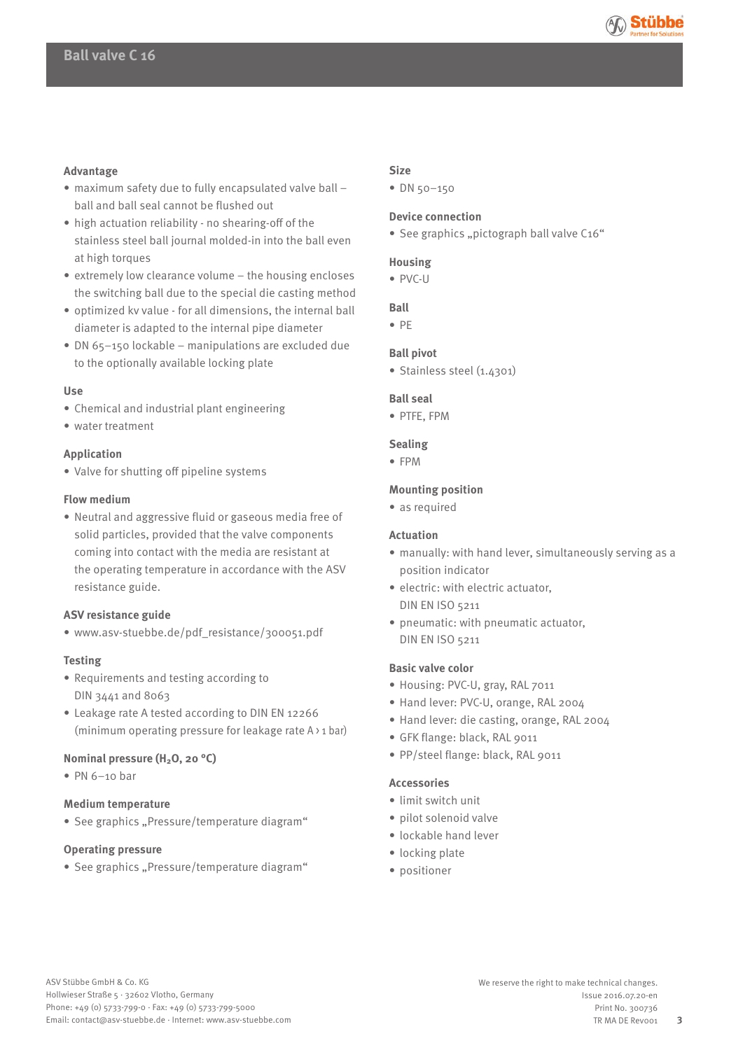# Ball valve C 16

## Advantage

- maximum safety due to fully encapsulated valve ball – ball and ball seal cannot be flushed out
- high actuation reliability - no shearing-off of the stainless steel ball journal molded-in into the ball even at high torques
- extremely low clearance volume – the housing encloses the switching ball due to the special die casting method
- optimized kv value - for all dimensions, the internal ball diameter is adapted to the internal pipe diameter
- DN 65–150 lockable – manipulations are excluded due to the optionally available locking plate

## Use

- Chemical and industrial plant engineering
- water treatment

## Application

- Valve for shutting off pipeline systems

## Flow medium

- Neutral and aggressive fluid or gaseous media free of solid particles, provided that the valve components coming into contact with the media are resistant at the operating temperature in accordance with the ASV resistance guide.

## ASV resistance guide

- www.asv-stuebbe.de/pdf_resistance/300051.pdf

## Testing

- Requirements and testing according to DIN 3441 and 8063
- Leakage rate A tested according to DIN EN 12266 (minimum operating pressure for leakage rate A > 1 bar)

## Nominal pressure ($H_2O$, 20 °C)

- PN 6–10 bar

## Medium temperature

- See graphics „Pressure/temperature diagram“

## Operating pressure

- See graphics „Pressure/temperature diagram“

## Size

- DN 50–150

## Device connection

- See graphics „pictograph ball valve C16“

## Housing

- PVC-U

## Ball

- PE

## Ball pivot

- Stainless steel (1.4301)

## Ball seal

- PTFE, FPM

## Sealing

- FPM

## Mounting position

- as required

## Actuation

- manually: with hand lever, simultaneously serving as a position indicator
- electric: with electric actuator, DIN EN ISO 5211
- pneumatic: with pneumatic actuator, DIN EN ISO 5211

## Basic valve color

- Housing: PVC-U, gray, RAL 7011
- Hand lever: PVC-U, orange, RAL 2004
- Hand lever: die casting, orange, RAL 2004
- GFK flange: black, RAL 9011
- PP/steel flange: black, RAL 9011

## Accessories

- limit switch unit
- pilot solenoid valve
- lockable hand lever
- locking plate
- positioner

ASV Stübbe GmbH & Co. KG
Hollwieser Straße 5 · 32602 Vlotho, Germany
Phone: +49 (0) 5733-799-0 · Fax: +49 (0) 5733-799-5000
Email: contact@asv-stuebbe.de · Internet: www.asv-stuebbe.com

We reserve the right to make technical changes.
Issue 2016.07.20-en
Print No. 300736
TR MA DE Rev001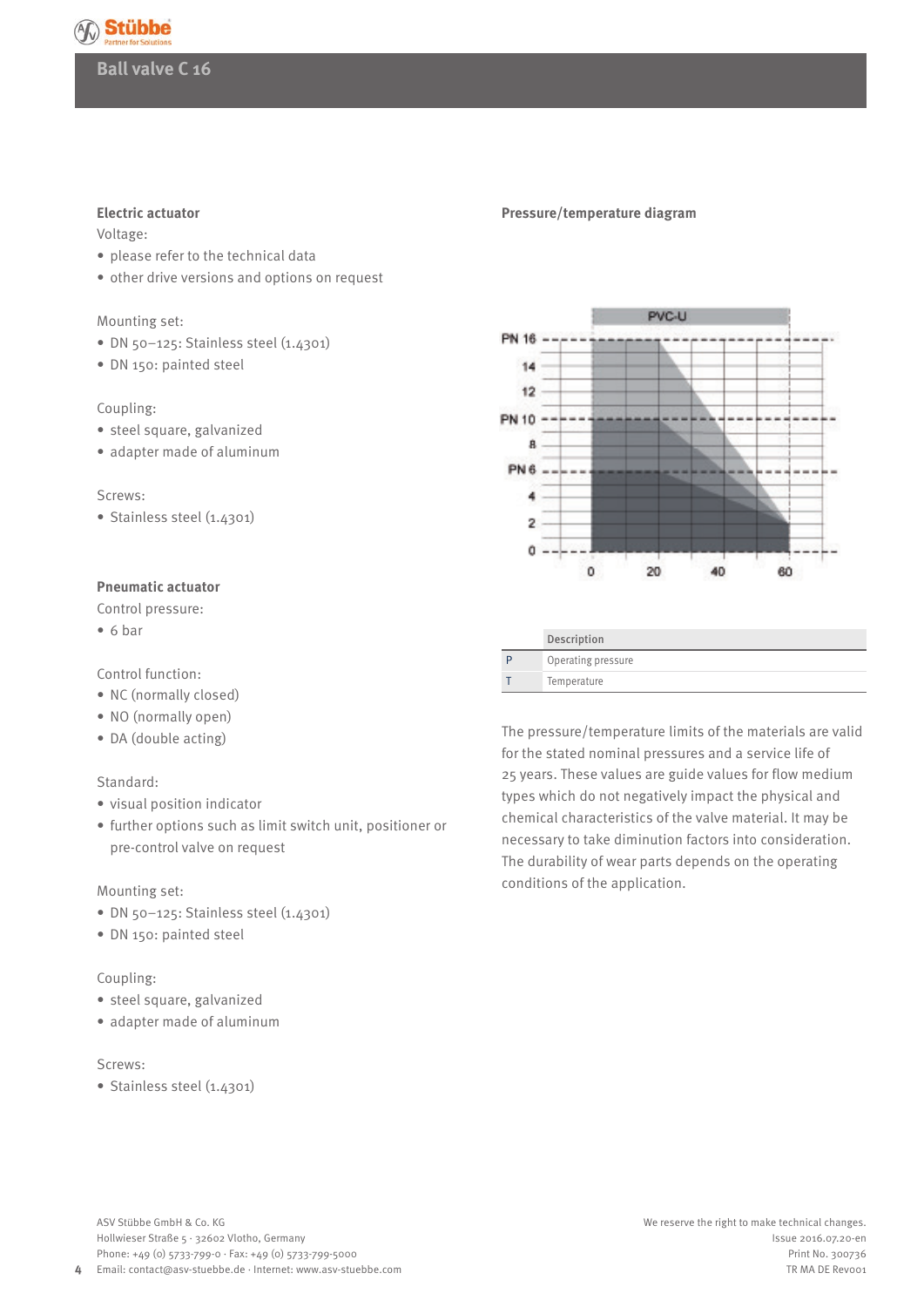# Ball valve C 16

## Electric actuator

Voltage:

- please refer to the technical data
- other drive versions and options on request

Mounting set:

- DN 50–125: Stainless steel (1.4301)
- DN 150: painted steel

Coupling:

- steel square, galvanized
- adapter made of aluminum

Screws:

- Stainless steel (1.4301)

## Pneumatic actuator

Control pressure:

- 6 bar

Control function:

- NC (normally closed)
- NO (normally open)
- DA (double acting)

Standard:

- visual position indicator
- further options such as limit switch unit, positioner or pre-control valve on request

Mounting set:

- DN 50–125: Stainless steel (1.4301)
- DN 150: painted steel

Coupling:

- steel square, galvanized
- adapter made of aluminum

Screws:

- Stainless steel (1.4301)

## Pressure/temperature diagram

| | Description |
|---|---|
| P | Operating pressure |
| T | Temperature |

The pressure/temperature limits of the materials are valid for the stated nominal pressures and a service life of 25 years. These values are guide values for flow medium types which do not negatively impact the physical and chemical characteristics of the valve material. It may be necessary to take diminution factors into consideration. The durability of wear parts depends on the operating conditions of the application.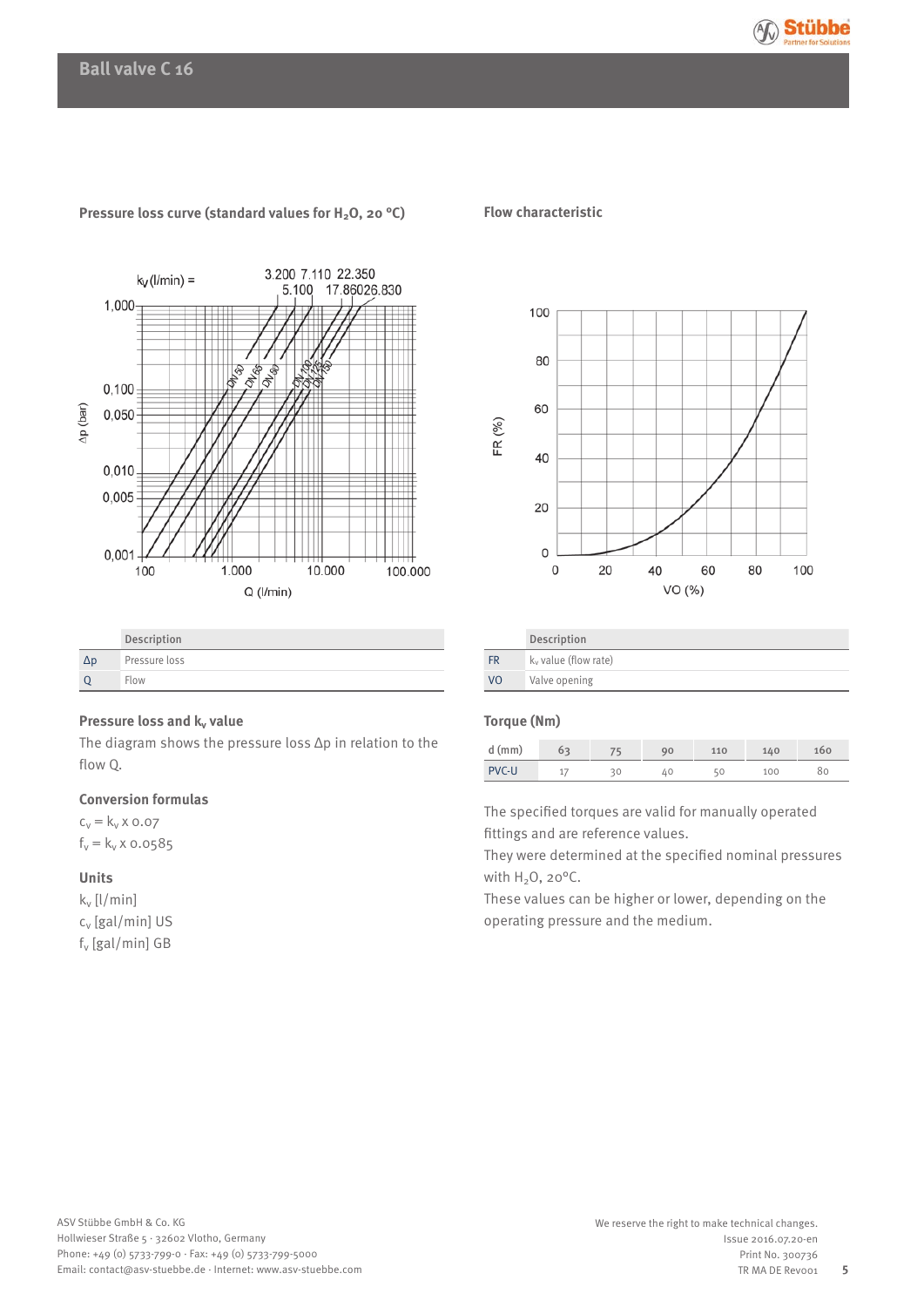# Ball valve C 16

## Pressure loss curve (standard values for $H_2O$, 20 °C)

|  | Description |
|---|---|
| Δp | Pressure loss |
| Q | Flow |

## Flow characteristic

|  | Description |
|---|---|
| FR | $k_v$ value (flow rate) |
| VO | Valve opening |

### Pressure loss and $k_v$ value

The diagram shows the pressure loss Δp in relation to the flow Q.

### Conversion formulas

$c_v = k_v \times 0.07$

$f_v = k_v \times 0.0585$

### Units

$k_v$ [l/min]

$c_v$ [gal/min] US

$f_v$ [gal/min] GB

### Torque (Nm)

| d (mm) | 63 | 75 | 90 | 110 | 140 | 160 |
|---|---|---|---|---|---|---|
| PVC-U | 17 | 30 | 40 | 50 | 100 | 80 |

The specified torques are valid for manually operated fittings and are reference values.
They were determined at the specified nominal pressures with $H_2O$, 20°C.
These values can be higher or lower, depending on the operating pressure and the medium.

ASV Stübbe GmbH & Co. KG
Hollwieser Straße 5 · 32602 Vlotho, Germany
Phone: +49 (0) 5733-799-0 · Fax: +49 (0) 5733-799-5000
Email: contact@asv-stuebbe.de · Internet: www.asv-stuebbe.de

We reserve the right to make technical changes.
Issue 2016.07.20-en
Print No. 300736
TR MA DE Rev001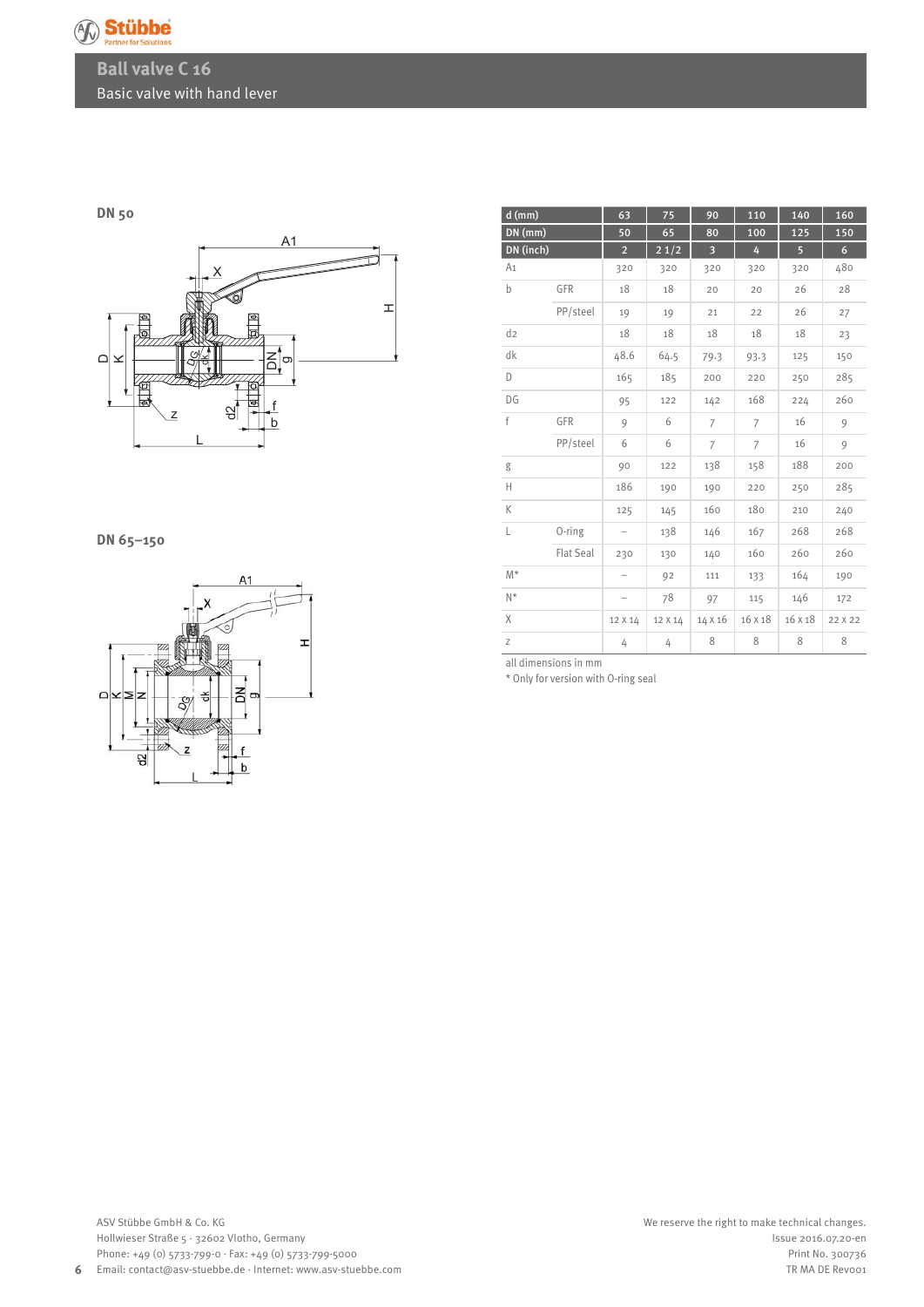# Ball valve C 16

Basic valve with hand lever

**DN 50**

**DN 65–150**

| d (mm) | | 63 | 75 | 90 | 110 | 140 | 160 |
|---|---|---|---|---|---|---|---|
| DN (mm) | | 50 | 65 | 80 | 100 | 125 | 150 |
| DN (inch) | | 2 | 2 1/2 | 3 | 4 | 5 | 6 |
| A1 | | 320 | 320 | 320 | 320 | 320 | 480 |
| b | GFR | 18 | 18 | 20 | 20 | 26 | 28 |
| | PP/steel | 19 | 19 | 21 | 22 | 26 | 27 |
| d2 | | 18 | 18 | 18 | 18 | 18 | 23 |
| dk | | 48.6 | 64.5 | 79.3 | 93.3 | 125 | 150 |
| D | | 165 | 185 | 200 | 220 | 250 | 285 |
| DG | | 95 | 122 | 142 | 168 | 224 | 260 |
| f | GFR | 9 | 6 | 7 | 7 | 16 | 9 |
| | PP/steel | 6 | 6 | 7 | 7 | 16 | 9 |
| g | | 90 | 122 | 138 | 158 | 188 | 200 |
| H | | 186 | 190 | 190 | 220 | 250 | 285 |
| K | | 125 | 145 | 160 | 180 | 210 | 240 |
| L | O-ring | – | 138 | 146 | 167 | 268 | 268 |
| | Flat Seal | 230 | 130 | 140 | 160 | 260 | 260 |
| M* | | – | 92 | 111 | 133 | 164 | 190 |
| N* | | – | 78 | 97 | 115 | 146 | 172 |
| X | | 12 x 14 | 12 x 14 | 14 x 16 | 16 x 18 | 16 x 18 | 22 x 22 |
| z | | 4 | 4 | 8 | 8 | 8 | 8 |

all dimensions in mm

\* Only for version with O-ring seal

ASV Stübbe GmbH & Co. KG
Hollwieser Straße 5 · 32602 Vlotho, Germany
Phone: +49 (0) 5733-799-0 · Fax: +49 (0) 5733-799-5000
Email: contact@asv-stuebbe.de · Internet: www.asv-stuebbe.com

We reserve the right to make technical changes.
Issue 2016.07.20-en
Print No. 300736
TR MA DE Rev001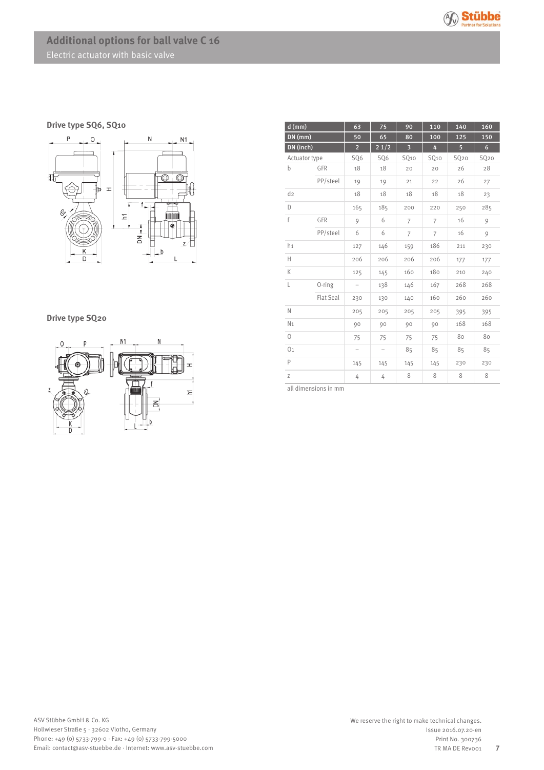# Additional options for ball valve C 16

Electric actuator with basic valve

**Drive type SQ6, SQ10**

**Drive type SQ20**

| d (mm) | | 63 | 75 | 90 | 110 | 140 | 160 |
|---|---|---|---|---|---|---|---|
| DN (mm) | | 50 | 65 | 80 | 100 | 125 | 150 |
| DN (inch) | | 2 | 2 1/2 | 3 | 4 | 5 | 6 |
| Actuator type | | SQ6 | SQ6 | SQ10 | SQ10 | SQ20 | SQ20 |
| b | GFR | 18 | 18 | 20 | 20 | 26 | 28 |
| | PP/steel | 19 | 19 | 21 | 22 | 26 | 27 |
| d2 | | 18 | 18 | 18 | 18 | 18 | 23 |
| D | | 165 | 185 | 200 | 220 | 250 | 285 |
| f | GFR | 9 | 6 | 7 | 7 | 16 | 9 |
| | PP/steel | 6 | 6 | 7 | 7 | 16 | 9 |
| h1 | | 127 | 146 | 159 | 186 | 211 | 230 |
| H | | 206 | 206 | 206 | 206 | 177 | 177 |
| K | | 125 | 145 | 160 | 180 | 210 | 240 |
| L | O-ring | – | 138 | 146 | 167 | 268 | 268 |
| | Flat Seal | 230 | 130 | 140 | 160 | 260 | 260 |
| N | | 205 | 205 | 205 | 205 | 395 | 395 |
| N1 | | 90 | 90 | 90 | 90 | 168 | 168 |
| O | | 75 | 75 | 75 | 75 | 80 | 80 |
| O1 | | – | – | 85 | 85 | 85 | 85 |
| P | | 145 | 145 | 145 | 145 | 230 | 230 |
| z | | 4 | 4 | 8 | 8 | 8 | 8 |

all dimensions in mm

ASV Stübbe GmbH & Co. KG
Hollwieser Straße 5 · 32602 Vlotho, Germany
Phone: +49 (0) 5733-799-0 · Fax: +49 (0) 5733-799-5000
Email: contact@asv-stuebbe.de · Internet: www.asv-stuebbe.com

We reserve the right to make technical changes.
Issue 2016.07.20-en
Print No. 300736
TR MA DE Rev001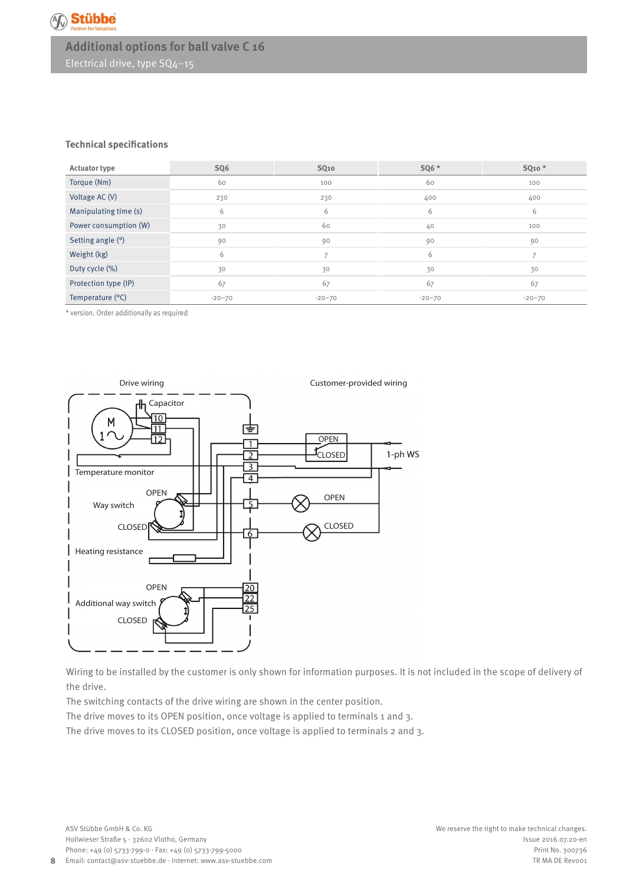# Additional options for ball valve C 16

Electrical drive, type SQ4–15

## Technical specifications

| Actuator type | SQ6 | SQ10 | SQ6 * | SQ10 * |
|---|---|---|---|---|
| Torque (Nm) | 60 | 100 | 60 | 100 |
| Voltage AC (V) | 230 | 230 | 400 | 400 |
| Manipulating time (s) | 6 | 6 | 6 | 6 |
| Power consumption (W) | 30 | 60 | 40 | 100 |
| Setting angle (°) | 90 | 90 | 90 | 90 |
| Weight (kg) | 6 | 7 | 6 | 7 |
| Duty cycle (%) | 30 | 30 | 30 | 30 |
| Protection type (IP) | 67 | 67 | 67 | 67 |
| Temperature (°C) | -20–70 | -20–70 | -20–70 | -20–70 |

\* version. Order additionally as required

Drive wiring — Customer-provided wiring

Capacitor, M 1~, 10, 11, 12, Temperature monitor, Way switch (OPEN / CLOSED), Heating resistance, Additional way switch (OPEN / CLOSED), terminals 1, 2, 3, 4, 5, 6, 20, 22, 25, OPEN / CLOSED, 1-ph WS, OPEN, CLOSED

Wiring to be installed by the customer is only shown for information purposes. It is not included in the scope of delivery of the drive.

The switching contacts of the drive wiring are shown in the center position.

The drive moves to its OPEN position, once voltage is applied to terminals 1 and 3.

The drive moves to its CLOSED position, once voltage is applied to terminals 2 and 3.

ASV Stübbe GmbH & Co. KG
Hollwieser Straße 5 · 32602 Vlotho, Germany
Phone: +49 (0) 5733-799-0 · Fax: +49 (0) 5733-799-5000
Email: contact@asv-stuebbe.de · Internet: www.asv-stuebbe.com

We reserve the right to make technical changes.
Issue 2016.07.20-en
Print No. 300736
TR MA DE Rev001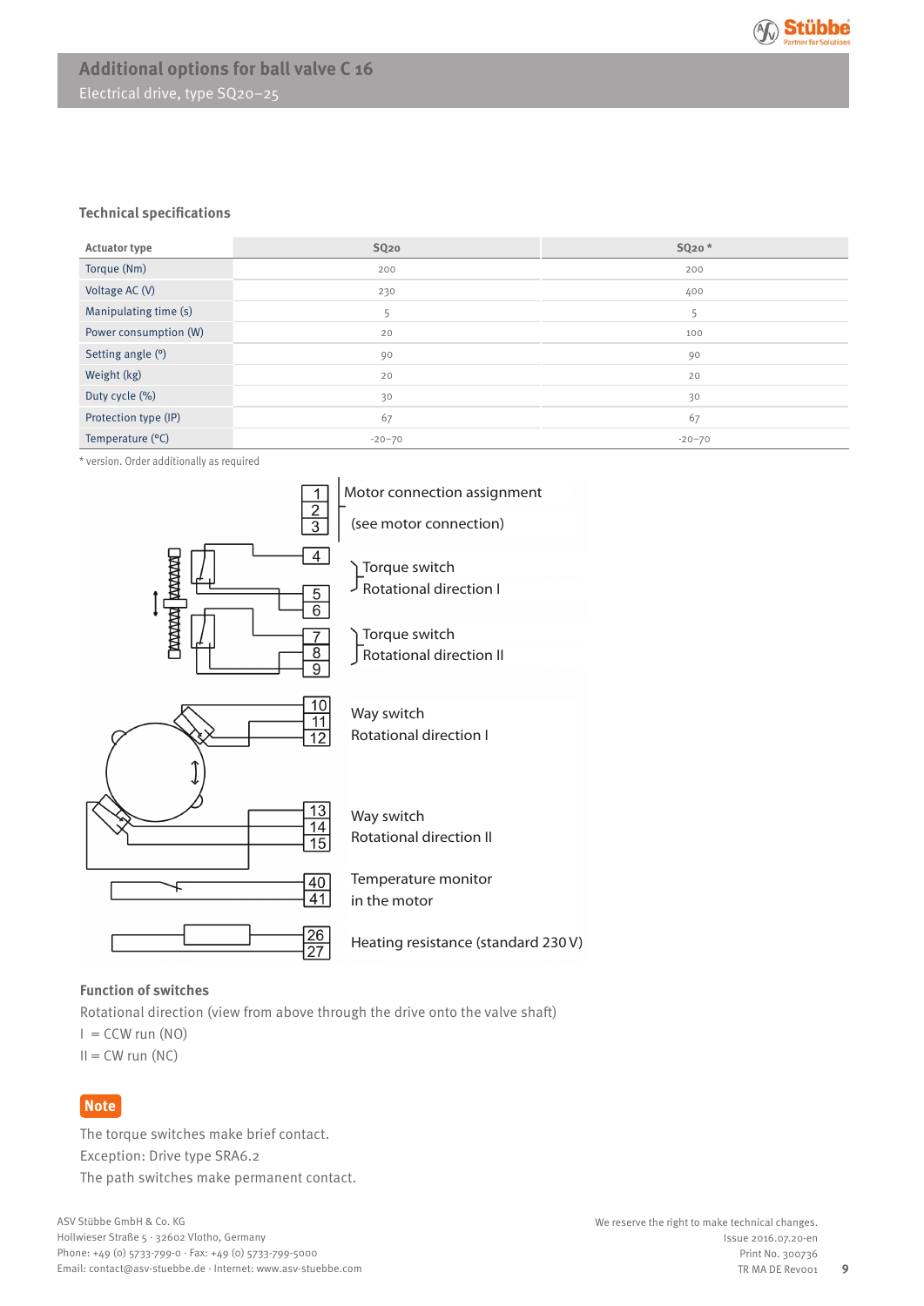# Additional options for ball valve C 16

Electrical drive, type SQ20–25

### Technical specifications

| Actuator type | SQ20 | SQ20 * |
|---|---|---|
| Torque (Nm) | 200 | 200 |
| Voltage AC (V) | 230 | 400 |
| Manipulating time (s) | 5 | 5 |
| Power consumption (W) | 20 | 100 |
| Setting angle (°) | 90 | 90 |
| Weight (kg) | 20 | 20 |
| Duty cycle (%) | 30 | 30 |
| Protection type (IP) | 67 | 67 |
| Temperature (°C) | -20–70 | -20–70 |

* version. Order additionally as required

1, 2, 3 — Motor connection assignment (see motor connection)

4, 5, 6 — Torque switch Rotational direction I

7, 8, 9 — Torque switch Rotational direction II

10, 11, 12 — Way switch Rotational direction I

13, 14, 15 — Way switch Rotational direction II

40, 41 — Temperature monitor in the motor

26, 27 — Heating resistance (standard 230 V)

### Function of switches

Rotational direction (view from above through the drive onto the valve shaft)

I = CCW run (NO)

II = CW run (NC)

**Note**

The torque switches make brief contact.
Exception: Drive type SRA6.2
The path switches make permanent contact.

ASV Stübbe GmbH & Co. KG
Hollwieser Straße 5 · 32602 Vlotho, Germany
Phone: +49 (0) 5733-799-0 · Fax: +49 (0) 5733-799-5000
Email: contact@asv-stuebbe.de · Internet: www.asv-stuebbe.com

We reserve the right to make technical changes.
Issue 2016.07.20-en
Print No. 300736
TR MA DE Rev001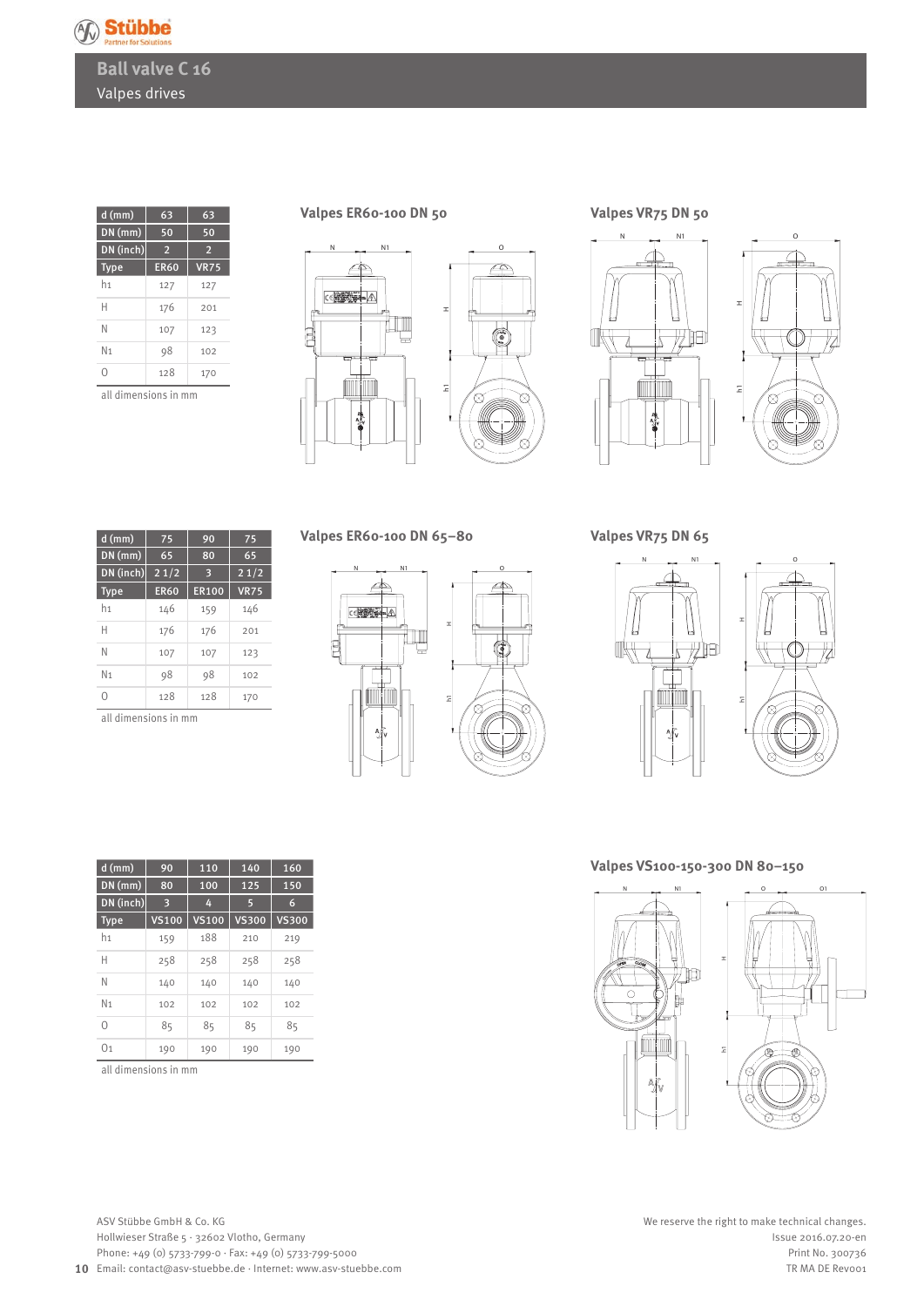# Ball valve C 16

## Valpes drives

| d (mm) | 63 | 63 |
|---|---|---|
| DN (mm) | 50 | 50 |
| DN (inch) | 2 | 2 |
| Type | ER60 | VR75 |
| h1 | 127 | 127 |
| H | 176 | 201 |
| N | 107 | 123 |
| N1 | 98 | 102 |
| O | 128 | 170 |

all dimensions in mm

### Valpes ER60-100 DN 50

### Valpes VR75 DN 50

| d (mm) | 75 | 90 | 75 |
|---|---|---|---|
| DN (mm) | 65 | 80 | 65 |
| DN (inch) | 2 1/2 | 3 | 2 1/2 |
| Type | ER60 | ER100 | VR75 |
| h1 | 146 | 159 | 146 |
| H | 176 | 176 | 201 |
| N | 107 | 107 | 123 |
| N1 | 98 | 98 | 102 |
| O | 128 | 128 | 170 |

all dimensions in mm

### Valpes ER60-100 DN 65–80

### Valpes VR75 DN 65

| d (mm) | 90 | 110 | 140 | 160 |
|---|---|---|---|---|
| DN (mm) | 80 | 100 | 125 | 150 |
| DN (inch) | 3 | 4 | 5 | 6 |
| Type | VS100 | VS100 | VS300 | VS300 |
| h1 | 159 | 188 | 210 | 219 |
| H | 258 | 258 | 258 | 258 |
| N | 140 | 140 | 140 | 140 |
| N1 | 102 | 102 | 102 | 102 |
| O | 85 | 85 | 85 | 85 |
| O1 | 190 | 190 | 190 | 190 |

all dimensions in mm

### Valpes VS100-150-300 DN 80–150

ASV Stübbe GmbH & Co. KG
Hollwieser Straße 5 · 32602 Vlotho, Germany
Phone: +49 (0) 5733-799-0 · Fax: +49 (0) 5733-799-5000
Email: contact@asv-stuebbe.de · Internet: www.asv-stuebbe.com

We reserve the right to make technical changes.
Issue 2016.07.20-en
Print No. 300736
TR MA DE Rev001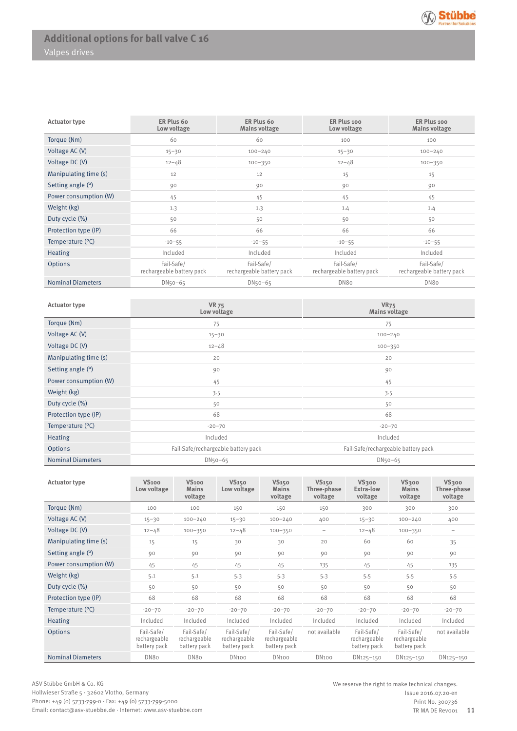# Additional options for ball valve C 16

## Valpes drives

| Actuator type | ER Plus 60 Low voltage | ER Plus 60 Mains voltage | ER Plus 100 Low voltage | ER Plus 100 Mains voltage |
|---|---|---|---|---|
| Torque (Nm) | 60 | 60 | 100 | 100 |
| Voltage AC (V) | 15–30 | 100–240 | 15–30 | 100–240 |
| Voltage DC (V) | 12–48 | 100–350 | 12–48 | 100–350 |
| Manipulating time (s) | 12 | 12 | 15 | 15 |
| Setting angle (°) | 90 | 90 | 90 | 90 |
| Power consumption (W) | 45 | 45 | 45 | 45 |
| Weight (kg) | 1.3 | 1.3 | 1.4 | 1.4 |
| Duty cycle (%) | 50 | 50 | 50 | 50 |
| Protection type (IP) | 66 | 66 | 66 | 66 |
| Temperature (°C) | -10–55 | -10–55 | -10–55 | -10–55 |
| Heating | Included | Included | Included | Included |
| Options | Fail-Safe/ rechargeable battery pack | Fail-Safe/ rechargeable battery pack | Fail-Safe/ rechargeable battery pack | Fail-Safe/ rechargeable battery pack |
| Nominal Diameters | DN50–65 | DN50–65 | DN80 | DN80 |

| Actuator type | VR 75 Low voltage | VR75 Mains voltage |
|---|---|---|
| Torque (Nm) | 75 | 75 |
| Voltage AC (V) | 15–30 | 100–240 |
| Voltage DC (V) | 12–48 | 100–350 |
| Manipulating time (s) | 20 | 20 |
| Setting angle (°) | 90 | 90 |
| Power consumption (W) | 45 | 45 |
| Weight (kg) | 3.5 | 3.5 |
| Duty cycle (%) | 50 | 50 |
| Protection type (IP) | 68 | 68 |
| Temperature (°C) | -20–70 | -20–70 |
| Heating | Included | Included |
| Options | Fail-Safe/rechargeable battery pack | Fail-Safe/rechargeable battery pack |
| Nominal Diameters | DN50–65 | DN50–65 |

| Actuator type | VS100 Low voltage | VS100 Mains voltage | VS150 Low voltage | VS150 Mains voltage | VS150 Three-phase voltage | VS300 Extra-low voltage | VS300 Mains voltage | VS300 Three-phase voltage |
|---|---|---|---|---|---|---|---|---|
| Torque (Nm) | 100 | 100 | 150 | 150 | 150 | 300 | 300 | 300 |
| Voltage AC (V) | 15–30 | 100–240 | 15–30 | 100–240 | 400 | 15–30 | 100–240 | 400 |
| Voltage DC (V) | 12–48 | 100–350 | 12–48 | 100–350 | – | 12–48 | 100–350 | – |
| Manipulating time (s) | 15 | 15 | 30 | 30 | 20 | 60 | 60 | 35 |
| Setting angle (°) | 90 | 90 | 90 | 90 | 90 | 90 | 90 | 90 |
| Power consumption (W) | 45 | 45 | 45 | 45 | 135 | 45 | 45 | 135 |
| Weight (kg) | 5.1 | 5.1 | 5.3 | 5.3 | 5.3 | 5.5 | 5.5 | 5.5 |
| Duty cycle (%) | 50 | 50 | 50 | 50 | 50 | 50 | 50 | 50 |
| Protection type (IP) | 68 | 68 | 68 | 68 | 68 | 68 | 68 | 68 |
| Temperature (°C) | -20–70 | -20–70 | -20–70 | -20–70 | -20–70 | -20–70 | -20–70 | -20–70 |
| Heating | Included | Included | Included | Included | Included | Included | Included | Included |
| Options | Fail-Safe/ rechargeable battery pack | Fail-Safe/ rechargeable battery pack | Fail-Safe/ rechargeable battery pack | Fail-Safe/ rechargeable battery pack | not available | Fail-Safe/ rechargeable battery pack | Fail-Safe/ rechargeable battery pack | not available |
| Nominal Diameters | DN80 | DN80 | DN100 | DN100 | DN100 | DN125–150 | DN125–150 | DN125–150 |

ASV Stübbe GmbH & Co. KG
Hollwieser Straße 5 · 32602 Vlotho, Germany
Phone: +49 (0) 5733-799-0 · Fax: +49 (0) 5733-799-5000
Email: contact@asv-stuebbe.de · Internet: www.asv-stuebbe.com

We reserve the right to make technical changes.
Issue 2016.07.20-en
Print No. 300736
TR MA DE Rev001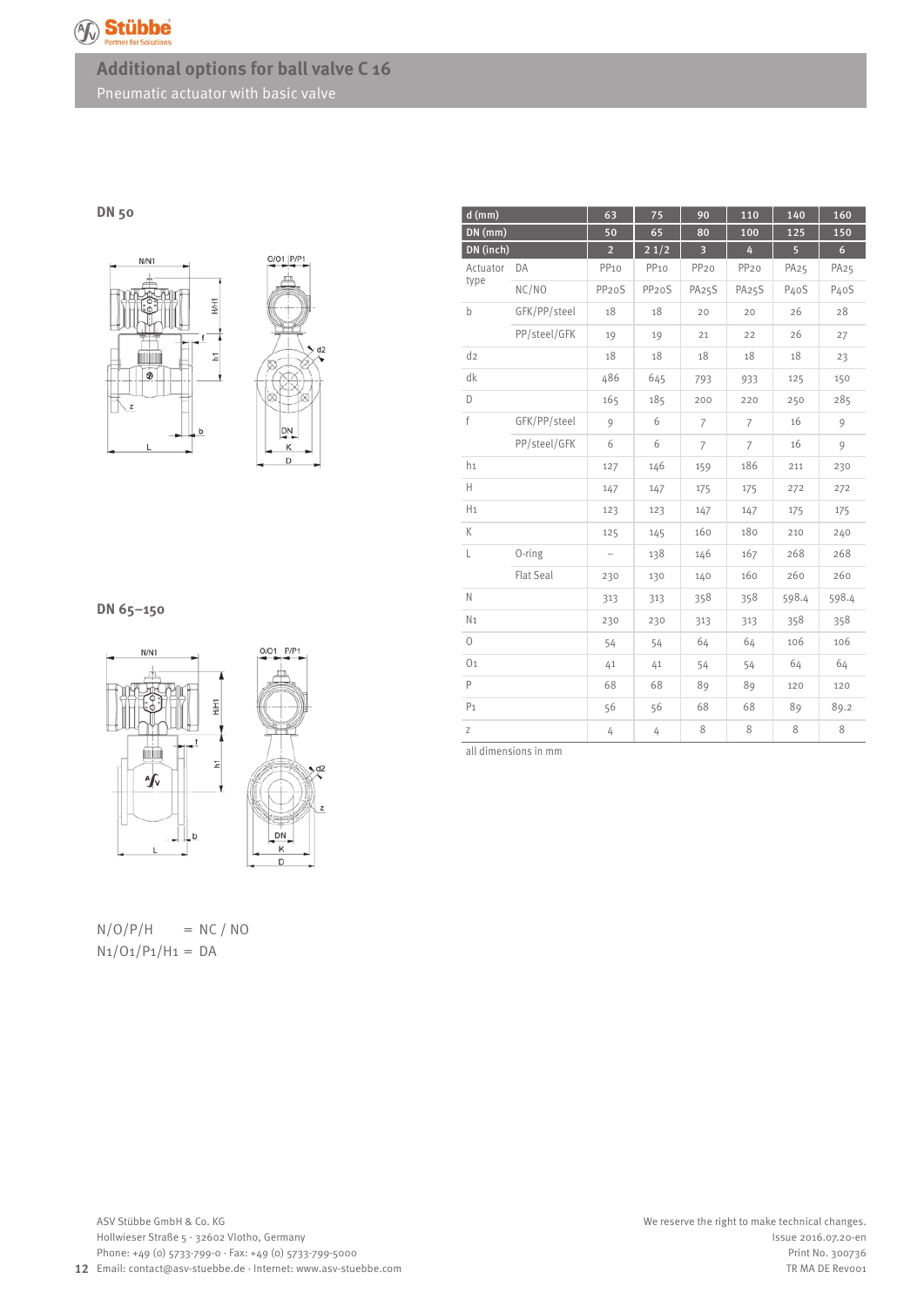# Additional options for ball valve C 16

Pneumatic actuator with basic valve

**DN 50**

**DN 65–150**

N/O/P/H = NC / NO

N1/O1/P1/H1 = DA

| d (mm) | | 63 | 75 | 90 | 110 | 140 | 160 |
|---|---|---|---|---|---|---|---|
| DN (mm) | | 50 | 65 | 80 | 100 | 125 | 150 |
| DN (inch) | | 2 | 2 1/2 | 3 | 4 | 5 | 6 |
| Actuator type | DA | PP10 | PP10 | PP20 | PP20 | PA25 | PA25 |
| | NC/NO | PP20S | PP20S | PA25S | PA25S | P40S | P40S |
| b | GFK/PP/steel | 18 | 18 | 20 | 20 | 26 | 28 |
| | PP/steel/GFK | 19 | 19 | 21 | 22 | 26 | 27 |
| d2 | | 18 | 18 | 18 | 18 | 18 | 23 |
| dk | | 486 | 645 | 793 | 933 | 125 | 150 |
| D | | 165 | 185 | 200 | 220 | 250 | 285 |
| f | GFK/PP/steel | 9 | 6 | 7 | 7 | 16 | 9 |
| | PP/steel/GFK | 6 | 6 | 7 | 7 | 16 | 9 |
| h1 | | 127 | 146 | 159 | 186 | 211 | 230 |
| H | | 147 | 147 | 175 | 175 | 272 | 272 |
| H1 | | 123 | 123 | 147 | 147 | 175 | 175 |
| K | | 125 | 145 | 160 | 180 | 210 | 240 |
| L | O-ring | – | 138 | 146 | 167 | 268 | 268 |
| | Flat Seal | 230 | 130 | 140 | 160 | 260 | 260 |
| N | | 313 | 313 | 358 | 358 | 598.4 | 598.4 |
| N1 | | 230 | 230 | 313 | 313 | 358 | 358 |
| O | | 54 | 54 | 64 | 64 | 106 | 106 |
| O1 | | 41 | 41 | 54 | 54 | 64 | 64 |
| P | | 68 | 68 | 89 | 89 | 120 | 120 |
| P1 | | 56 | 56 | 68 | 68 | 89 | 89.2 |
| z | | 4 | 4 | 8 | 8 | 8 | 8 |

all dimensions in mm

ASV Stübbe GmbH & Co. KG
Hollwieser Straße 5 · 32602 Vlotho, Germany
Phone: +49 (0) 5733-799-0 · Fax: +49 (0) 5733-799-5000
Email: contact@asv-stuebbe.de · Internet: www.asv-stuebbe.com

We reserve the right to make technical changes.
Issue 2016.07.20-en
Print No. 300736
TR MA DE Rev001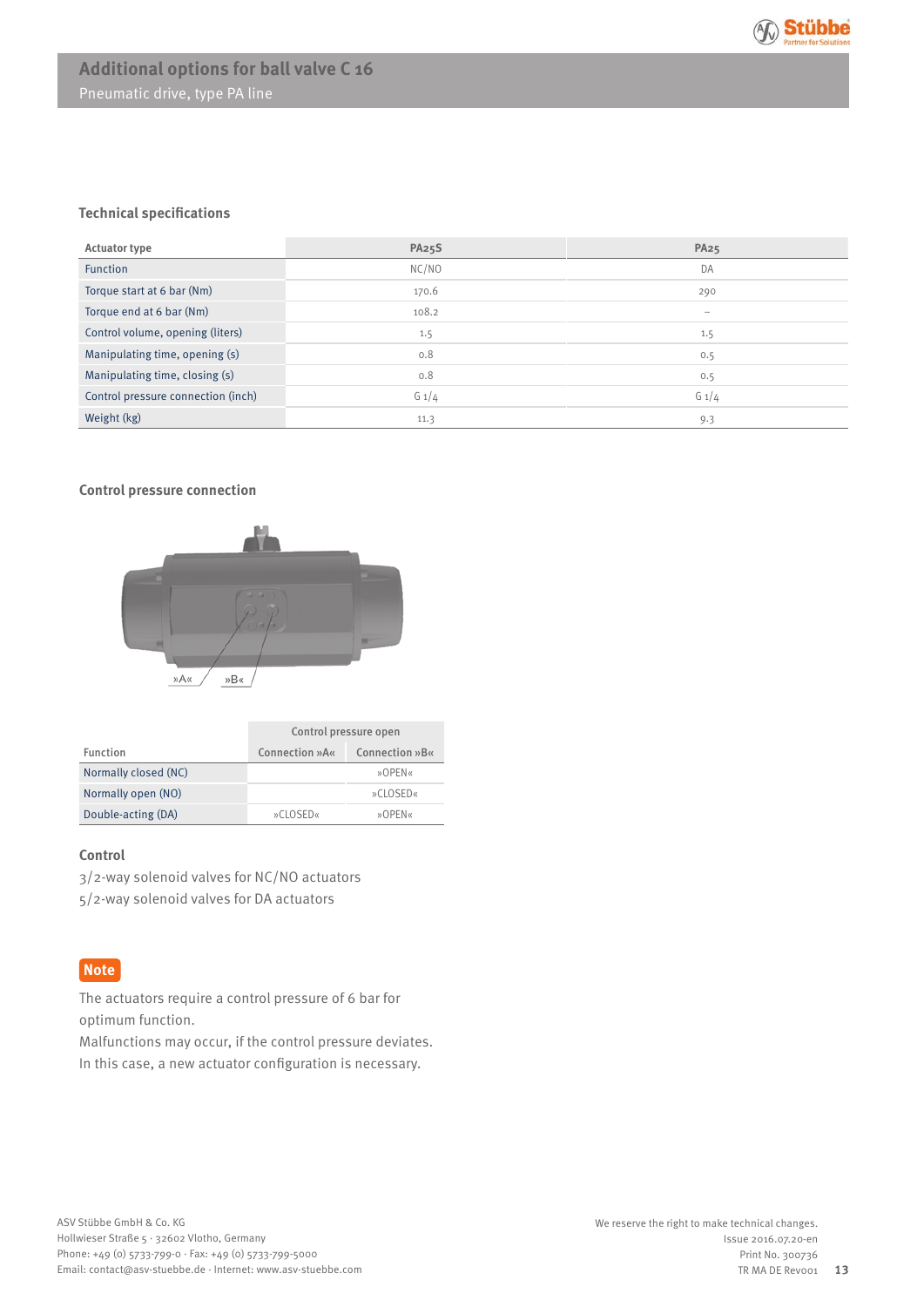# Additional options for ball valve C 16

Pneumatic drive, type PA line

## Technical specifications

| Actuator type | PA25S | PA25 |
|---|---|---|
| Function | NC/NO | DA |
| Torque start at 6 bar (Nm) | 170.6 | 290 |
| Torque end at 6 bar (Nm) | 108.2 | – |
| Control volume, opening (liters) | 1.5 | 1.5 |
| Manipulating time, opening (s) | 0.8 | 0.5 |
| Manipulating time, closing (s) | 0.8 | 0.5 |
| Control pressure connection (inch) | G 1/4 | G 1/4 |
| Weight (kg) | 11.3 | 9.3 |

## Control pressure connection

»A« »B«

| Function | Control pressure open | |
|---|---|---|
| | Connection »A« | Connection »B« |
| Normally closed (NC) | | »OPEN« |
| Normally open (NO) | | »CLOSED« |
| Double-acting (DA) | »CLOSED« | »OPEN« |

## Control

3/2-way solenoid valves for NC/NO actuators
5/2-way solenoid valves for DA actuators

**Note**

The actuators require a control pressure of 6 bar for optimum function.
Malfunctions may occur, if the control pressure deviates.
In this case, a new actuator configuration is necessary.

ASV Stübbe GmbH & Co. KG
Hollwieser Straße 5 · 32602 Vlotho, Germany
Phone: +49 (0) 5733-799-0 · Fax: +49 (0) 5733-799-5000
Email: contact@asv-stuebbe.de · Internet: www.asv-stuebbe.com

We reserve the right to make technical changes.
Issue 2016.07.20-en
Print No. 300736
TR MA DE Rev001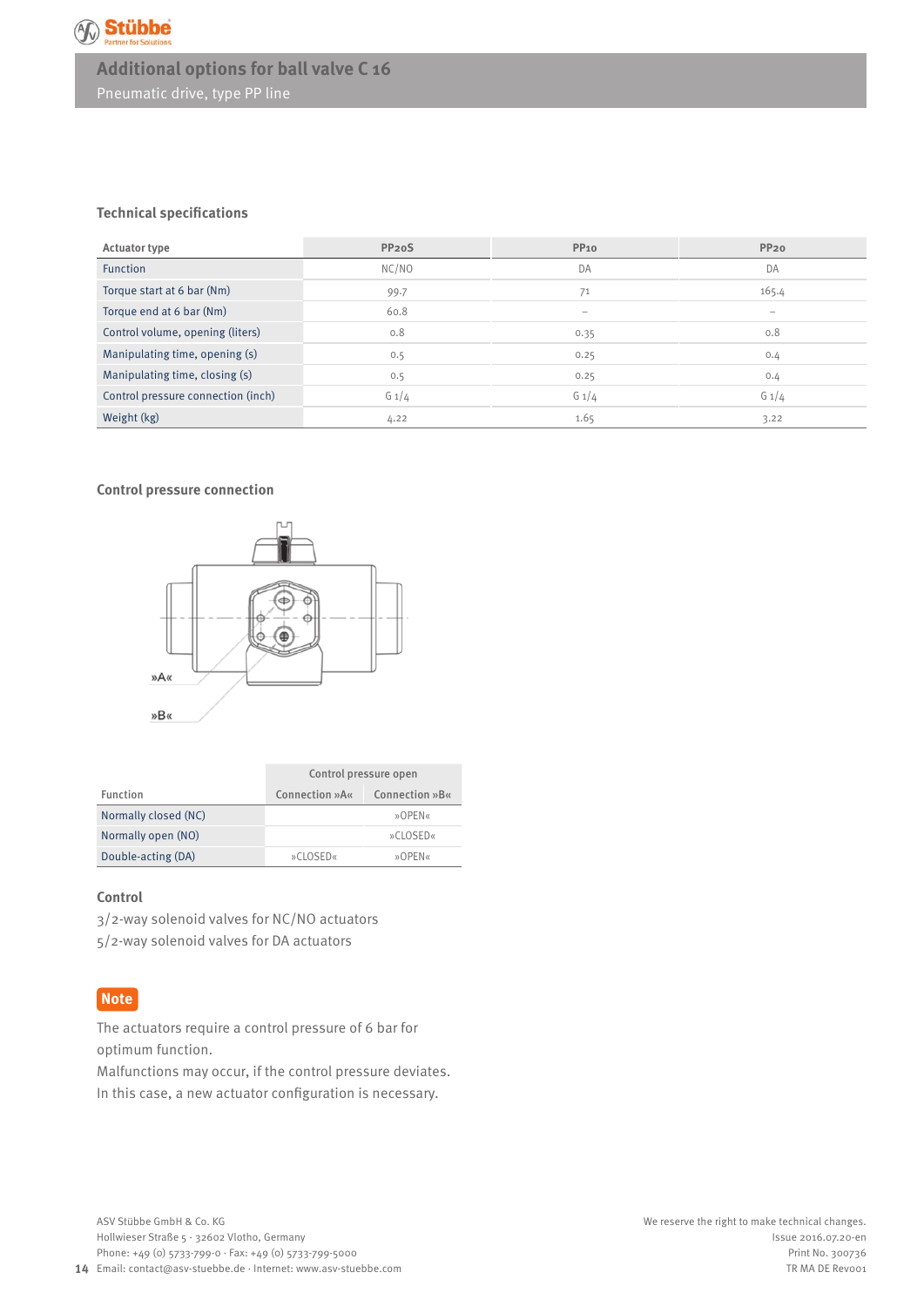# Additional options for ball valve C 16

Pneumatic drive, type PP line

## Technical specifications

| Actuator type | PP20S | PP10 | PP20 |
|---|---|---|---|
| Function | NC/NO | DA | DA |
| Torque start at 6 bar (Nm) | 99.7 | 71 | 165.4 |
| Torque end at 6 bar (Nm) | 60.8 | – | – |
| Control volume, opening (liters) | 0.8 | 0.35 | 0.8 |
| Manipulating time, opening (s) | 0.5 | 0.25 | 0.4 |
| Manipulating time, closing (s) | 0.5 | 0.25 | 0.4 |
| Control pressure connection (inch) | G 1/4 | G 1/4 | G 1/4 |
| Weight (kg) | 4.22 | 1.65 | 3.22 |

## Control pressure connection

»A«

»B«

| Function | Control pressure open | |
|---|---|---|
| | Connection »A« | Connection »B« |
| Normally closed (NC) | | »OPEN« |
| Normally open (NO) | | »CLOSED« |
| Double-acting (DA) | »CLOSED« | »OPEN« |

## Control

3/2-way solenoid valves for NC/NO actuators

5/2-way solenoid valves for DA actuators

**Note**

The actuators require a control pressure of 6 bar for optimum function.

Malfunctions may occur, if the control pressure deviates.

In this case, a new actuator configuration is necessary.

ASV Stübbe GmbH & Co. KG
Hollwieser Straße 5 · 32602 Vlotho, Germany
Phone: +49 (0) 5733-799-0 · Fax: +49 (0) 5733-799-5000
Email: contact@asv-stuebbe.de · Internet: www.asv-stuebbe.com

We reserve the right to make technical changes.
Issue 2016.07.20-en
Print No. 300736
TR MA DE Rev001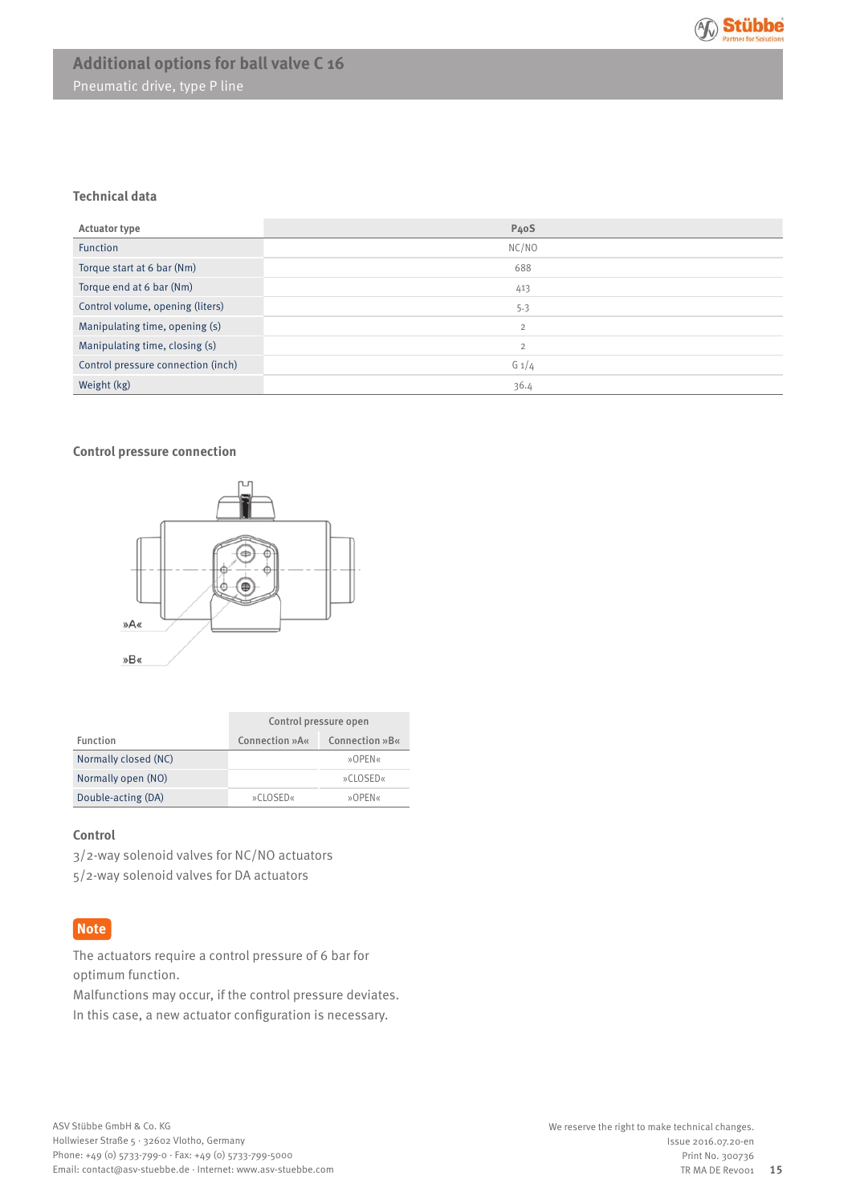# Additional options for ball valve C 16

Pneumatic drive, type P line

## Technical data

| Actuator type | P40S |
|---|---|
| Function | NC/NO |
| Torque start at 6 bar (Nm) | 688 |
| Torque end at 6 bar (Nm) | 413 |
| Control volume, opening (liters) | 5.3 |
| Manipulating time, opening (s) | 2 |
| Manipulating time, closing (s) | 2 |
| Control pressure connection (inch) | G 1/4 |
| Weight (kg) | 36.4 |

## Control pressure connection

»A«

»B«

| | Control pressure open | |
|---|---|---|
| Function | Connection »A« | Connection »B« |
| Normally closed (NC) | | »OPEN« |
| Normally open (NO) | | »CLOSED« |
| Double-acting (DA) | »CLOSED« | »OPEN« |

## Control

3/2-way solenoid valves for NC/NO actuators
5/2-way solenoid valves for DA actuators

**Note**

The actuators require a control pressure of 6 bar for optimum function.
Malfunctions may occur, if the control pressure deviates.
In this case, a new actuator configuration is necessary.

ASV Stübbe GmbH & Co. KG
Hollwieser Straße 5 · 32602 Vlotho, Germany
Phone: +49 (0) 5733-799-0 · Fax: +49 (0) 5733-799-5000
Email: contact@asv-stuebbe.de · Internet: www.asv-stuebbe.com

We reserve the right to make technical changes.
Issue 2016.07.20-en
Print No. 300736
TR MA DE Rev001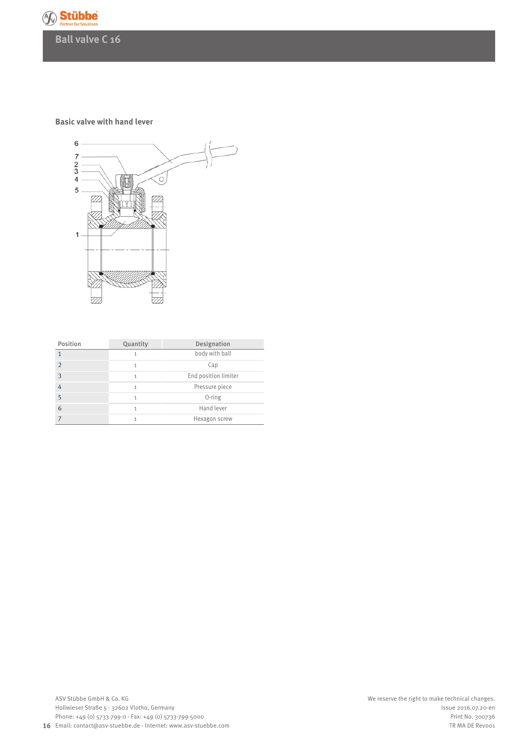# Ball valve C 16

## Basic valve with hand lever

6
7
2
3
4
5
1

| Position | Quantity | Designation |
|---|---|---|
| 1 | 1 | body with ball |
| 2 | 1 | Cap |
| 3 | 1 | End position limiter |
| 4 | 1 | Pressure piece |
| 5 | 1 | O-ring |
| 6 | 1 | Hand lever |
| 7 | 1 | Hexagon screw |

ASV Stübbe GmbH & Co. KG
Hollwieser Straße 5 · 32602 Vlotho, Germany
Phone: +49 (0) 5733-799-0 · Fax: +49 (0) 5733-799-5000
Email: contact@asv-stuebbe.de · Internet: www.asv-stuebbe.com

We reserve the right to make technical changes.
Issue 2016.07.20-en
Print No. 300736
TR MA DE Rev001